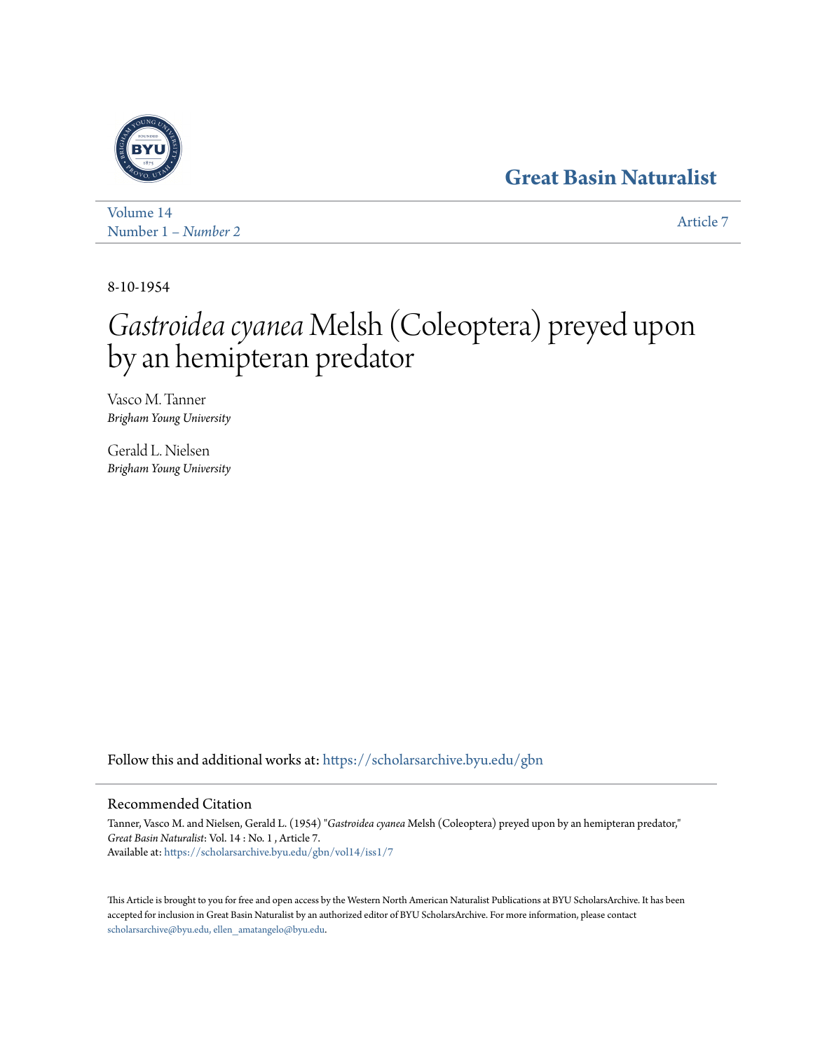# Great Basin Naturalist

Volume 14
Number 1 – *Number 2*

Article 7

8-10-1954

# *Gastroidea cyanea* Melsh (Coleoptera) preyed upon by an hemipteran predator

Vasco M. Tanner
*Brigham Young University*

Gerald L. Nielsen
*Brigham Young University*

Follow this and additional works at: https://scholarsarchive.byu.edu/gbn

## Recommended Citation

Tanner, Vasco M. and Nielsen, Gerald L. (1954) "*Gastroidea cyanea* Melsh (Coleoptera) preyed upon by an hemipteran predator," *Great Basin Naturalist*: Vol. 14 : No. 1 , Article 7.
Available at: https://scholarsarchive.byu.edu/gbn/vol14/iss1/7

This Article is brought to you for free and open access by the Western North American Naturalist Publications at BYU ScholarsArchive. It has been accepted for inclusion in Great Basin Naturalist by an authorized editor of BYU ScholarsArchive. For more information, please contact scholarsarchive@byu.edu, ellen_amatangelo@byu.edu.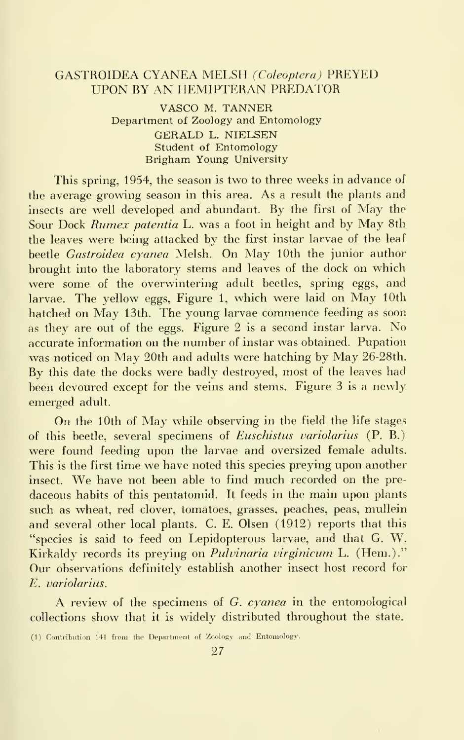## GASTROIDEA CYANEA MELSH *(Coleoptera)* PREYED UPON BY AN HEMIPTERAN PREDATOR

VASCO M. TANNER
Department of Zoology and Entomology
GERALD L. NIELSEN
Student of Entomology
Brigham Young University

This spring, 1954, the season is two to three weeks in advance of the average growing season in this area. As a result the plants and insects are well developed and abundant. By the first of May the Sour Dock *Rumex patentia* L. was a foot in height and by May 8th the leaves were being attacked by the first instar larvae of the leaf beetle *Gastroidea cyanea* Melsh. On May 10th the junior author brought into the laboratory stems and leaves of the dock on which were some of the overwintering adult beetles, spring eggs, and larvae. The yellow eggs, Figure 1, which were laid on May 10th hatched on May 13th. The young larvae commence feeding as soon as they are out of the eggs. Figure 2 is a second instar larva. No accurate information on the number of instar was obtained. Pupation was noticed on May 20th and adults were hatching by May 26-28th. By this date the docks were badly destroyed, most of the leaves had been devoured except for the veins and stems. Figure 3 is a newly emerged adult.

On the 10th of May while observing in the field the life stages of this beetle, several specimens of *Euschistus variolarius* (P. B.) were found feeding upon the larvae and oversized female adults. This is the first time we have noted this species preying upon another insect. We have not been able to find much recorded on the predaceous habits of this pentatomid. It feeds in the main upon plants such as wheat, red clover, tomatoes, grasses, peaches, peas, mullein and several other local plants. C. E. Olsen (1912) reports that this "species is said to feed on Lepidopterous larvae, and that G. W. Kirkaldy records its preying on *Pulvinaria virginicum* L. (Hem.)." Our observations definitely establish another insect host record for *E. variolarius*.

A review of the specimens of *G. cyanea* in the entomological collections show that it is widely distributed throughout the state.

(1) Contribution 141 from the Department of Zoology and Entomology.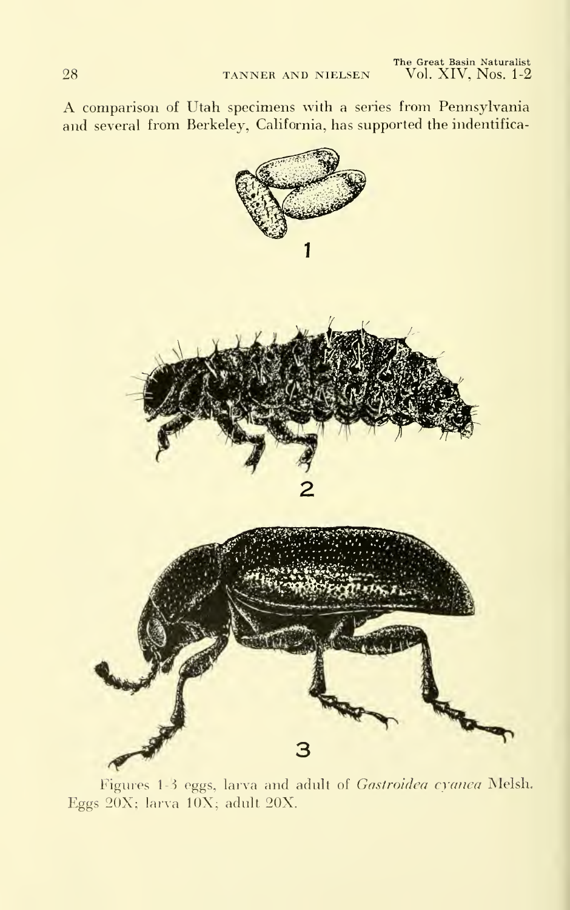A comparison of Utah specimens with a series from Pennsylvania and several from Berkeley, California, has supported the indentifica-

1

2

3

Figures 1-3 eggs, larva and adult of *Gastroidea cyanea* Melsh. Eggs 20X; larva 10X; adult 20X.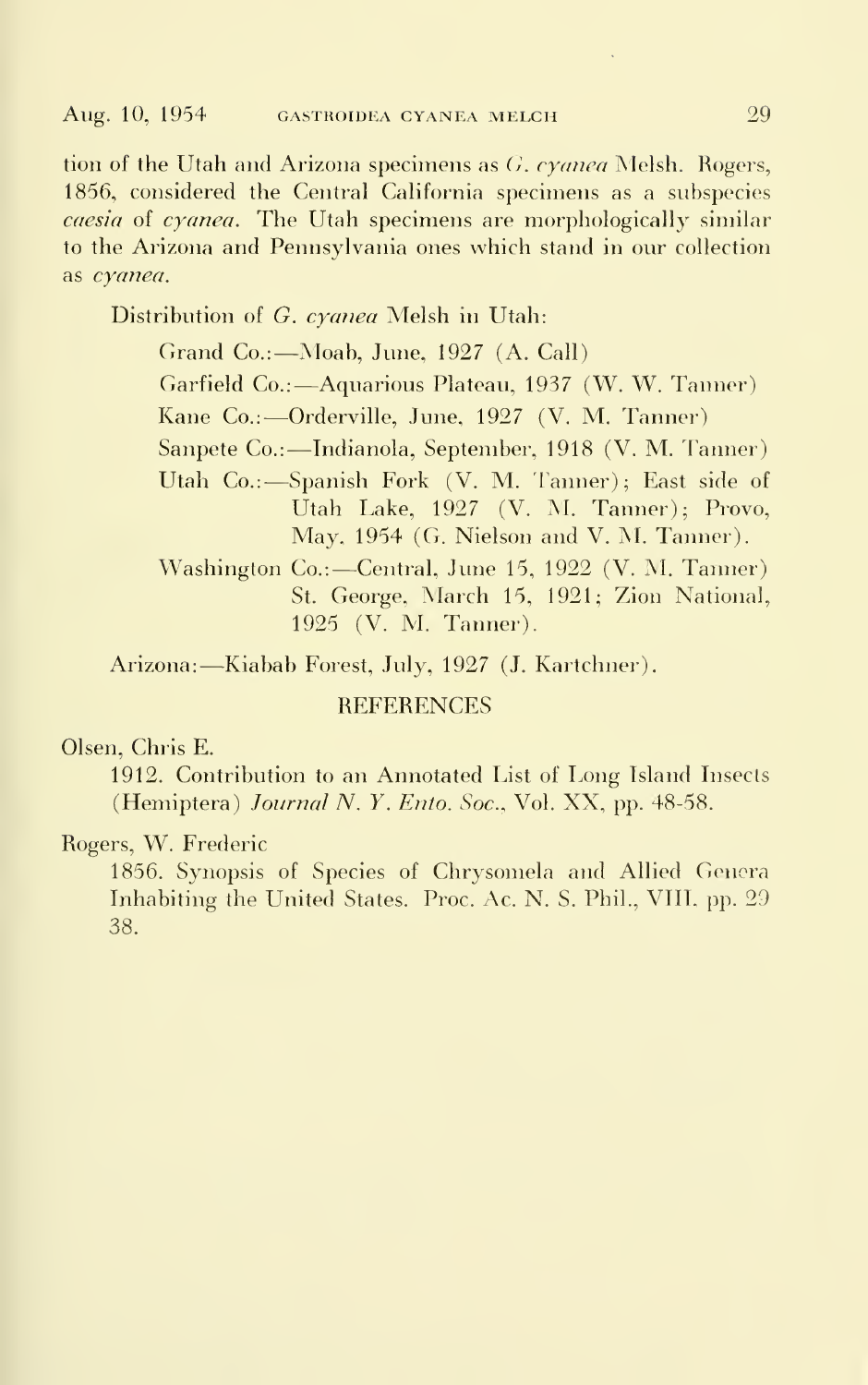tion of the Utah and Arizona specimens as *G. cyanea* Melsh. Rogers, 1856, considered the Central California specimens as a subspecies *caesia* of *cyanea*. The Utah specimens are morphologically similar to the Arizona and Pennsylvania ones which stand in our collection as *cyanea*.

Distribution of *G. cyanea* Melsh in Utah:

Grand Co.:—Moab, June, 1927 (A. Call)
Garfield Co.:—Aquarious Plateau, 1937 (W. W. Tanner)
Kane Co.:—Orderville, June, 1927 (V. M. Tanner)
Sanpete Co.:—Indianola, September, 1918 (V. M. Tanner)
Utah Co.:—Spanish Fork (V. M. Tanner); East side of Utah Lake, 1927 (V. M. Tanner); Provo, May, 1954 (G. Nielson and V. M. Tanner).
Washington Co.:—Central, June 15, 1922 (V. M. Tanner) St. George, March 15, 1921; Zion National, 1925 (V. M. Tanner).

Arizona:—Kiabab Forest, July, 1927 (J. Kartchner).

## REFERENCES

Olsen, Chris E.

1912. Contribution to an Annotated List of Long Island Insects (Hemiptera) *Journal N. Y. Ento. Soc.*, Vol. XX, pp. 48-58.

Rogers, W. Frederic

1856. Synopsis of Species of Chrysomela and Allied Genera Inhabiting the United States. Proc. Ac. N. S. Phil., VIII. pp. 29 38.